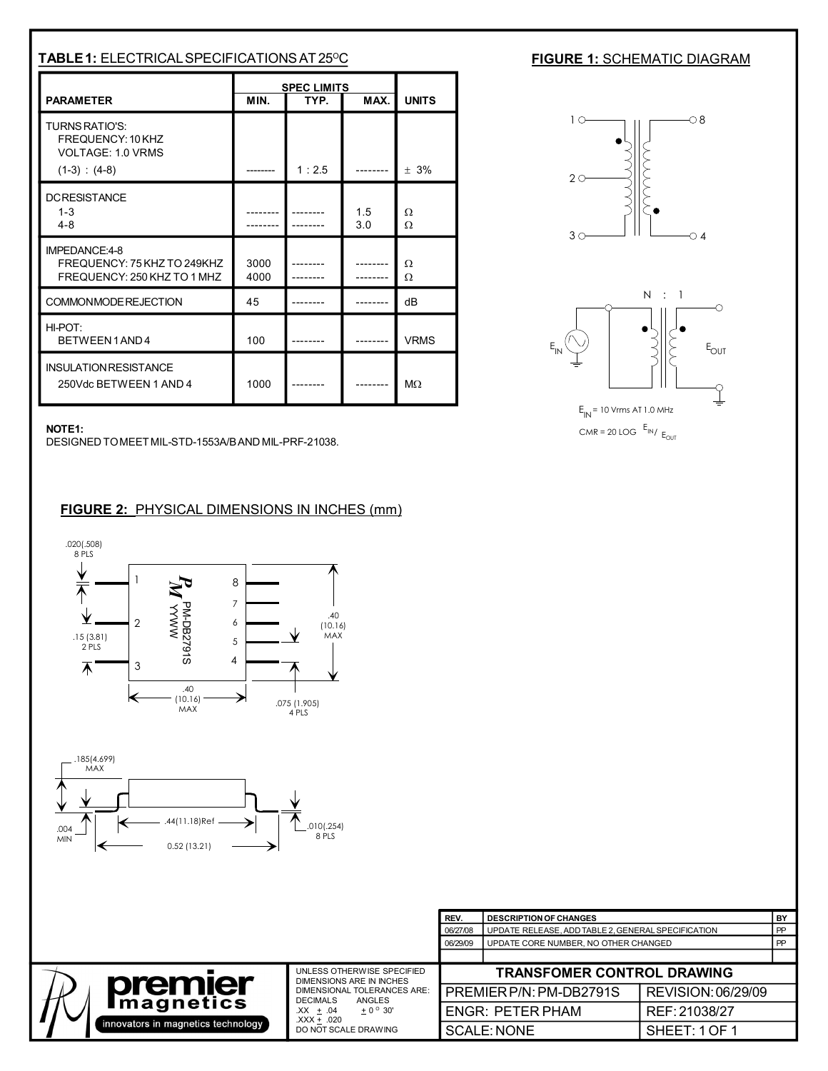## TABLE 1: ELECTRICAL SPECIFICATIONS AT 25°C

| PARAMETER | SPEC LIMITS MIN. | TYP. | MAX. | UNITS |
|---|---|---|---|---|
| TURNS RATIO'S: FREQUENCY: 10 KHZ VOLTAGE: 1.0 VRMS (1-3) : (4-8) | -------- | 1 : 2.5 | -------- | ± 3% |
| DC RESISTANCE 1-3 | -------- | -------- | 1.5 | Ω |
| 4-8 | -------- | -------- | 3.0 | Ω |
| IMPEDANCE: 4-8 FREQUENCY: 75 KHZ TO 249KHZ | 3000 | -------- | -------- | Ω |
| FREQUENCY: 250 KHZ TO 1 MHZ | 4000 | -------- | -------- | Ω |
| COMMON MODE REJECTION | 45 | -------- | -------- | dB |
| HI-POT: BETWEEN 1 AND 4 | 100 | -------- | -------- | VRMS |
| INSULATION RESISTANCE 250Vdc BETWEEN 1 AND 4 | 1000 | -------- | -------- | MΩ |

**NOTE1:**
DESIGNED TO MEET MIL-STD-1553A/B AND MIL-PRF-21038.

## FIGURE 1: SCHEMATIC DIAGRAM

N : 1

$E_{IN}$ $E_{OUT}$

$E_{IN}$ = 10 Vrms AT 1.0 MHz

CMR = 20 LOG $E_{IN}/E_{OUT}$

## FIGURE 2: PHYSICAL DIMENSIONS IN INCHES (mm)

.020(.508) 8 PLS

.15 (3.81) 2 PLS

PM-DB2791S YYWW

.40 (10.16) MAX

.40 (10.16) MAX

.075 (1.905) 4 PLS

.185(4.699) MAX

.004 MIN

.44(11.18)Ref

0.52 (13.21)

.010(.254) 8 PLS

| REV. | DESCRIPTION OF CHANGES | BY |
|---|---|---|
| 06/27/08 | UPDATE RELEASE, ADD TABLE 2, GENERAL SPECIFICATION | PP |
| 06/29/09 | UPDATE CORE NUMBER, NO OTHER CHANGED | PP |

premier magnetics — innovators in magnetics technology

UNLESS OTHERWISE SPECIFIED DIMENSIONS ARE IN INCHES DIMENSIONAL TOLERANCES ARE:
DECIMALS .XX ± .04 .XXX ± .020
ANGLES ± 0° 30'
DO NOT SCALE DRAWING

| TRANSFOMER CONTROL DRAWING | |
|---|---|
| PREMIER P/N: PM-DB2791S | REVISION: 06/29/09 |
| ENGR: PETER PHAM | REF: 21038/27 |
| SCALE: NONE | SHEET: 1 OF 1 |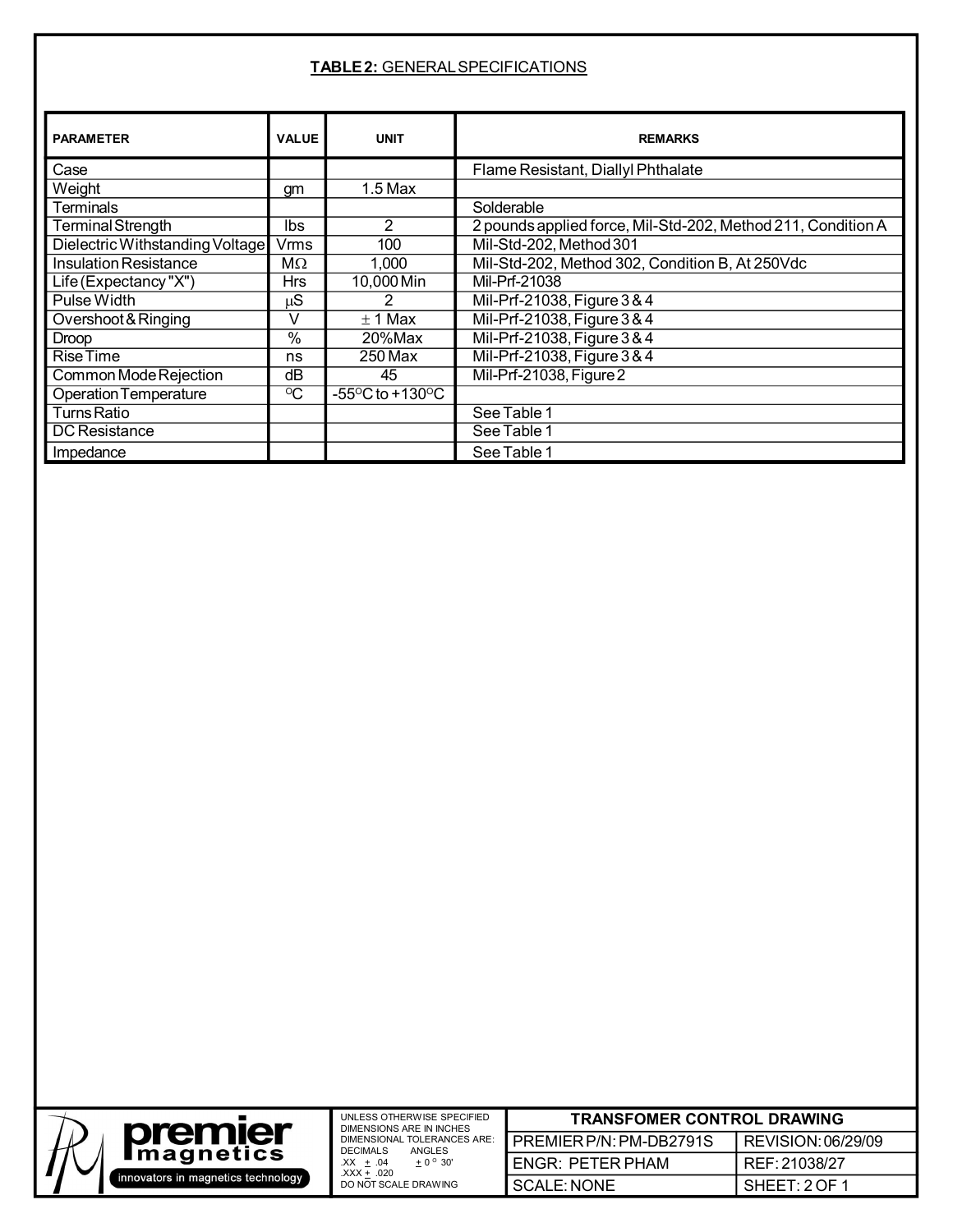**TABLE 2:** GENERAL SPECIFICATIONS

| PARAMETER | VALUE | UNIT | REMARKS |
|---|---|---|---|
| Case | | | Flame Resistant, Diallyl Phthalate |
| Weight | gm | 1.5 Max | |
| Terminals | | | Solderable |
| Terminal Strength | lbs | 2 | 2 pounds applied force, Mil-Std-202, Method 211, Condition A |
| Dielectric Withstanding Voltage | Vrms | 100 | Mil-Std-202, Method 301 |
| Insulation Resistance | MΩ | 1,000 | Mil-Std-202, Method 302, Condition B, At 250Vdc |
| Life (Expectancy "X") | Hrs | 10,000 Min | Mil-Prf-21038 |
| Pulse Width | μS | 2 | Mil-Prf-21038, Figure 3 & 4 |
| Overshoot & Ringing | V | ± 1 Max | Mil-Prf-21038, Figure 3 & 4 |
| Droop | % | 20%Max | Mil-Prf-21038, Figure 3 & 4 |
| Rise Time | ns | 250 Max | Mil-Prf-21038, Figure 3 & 4 |
| Common Mode Rejection | dB | 45 | Mil-Prf-21038, Figure 2 |
| Operation Temperature | °C | -55°C to +130°C | |
| Turns Ratio | | | See Table 1 |
| DC Resistance | | | See Table 1 |
| Impedance | | | See Table 1 |

premier magnetics
innovators in magnetics technology

UNLESS OTHERWISE SPECIFIED
DIMENSIONS ARE IN INCHES
DIMENSIONAL TOLERANCES ARE:
DECIMALS ANGLES
.XX ± .04 ± 0° 30'
.XXX ± .020
DO NOT SCALE DRAWING

| TRANSFOMER CONTROL DRAWING | |
|---|---|
| PREMIER P/N: PM-DB2791S | REVISION: 06/29/09 |
| ENGR: PETER PHAM | REF: 21038/27 |
| SCALE: NONE | SHEET: 2 OF 1 |